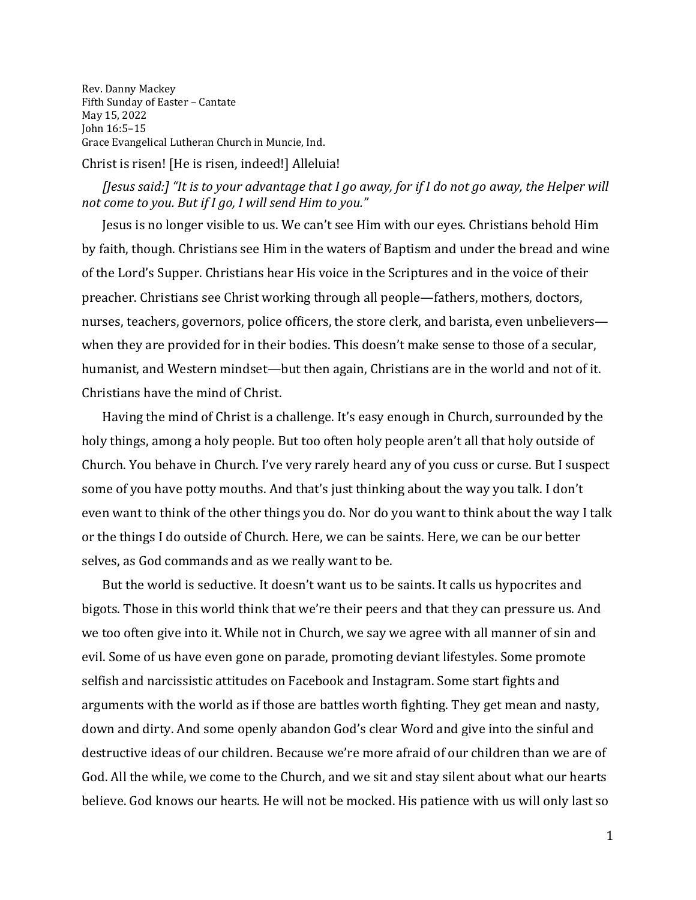Rev. Danny Mackey
Fifth Sunday of Easter – Cantate
May 15, 2022
John 16:5–15
Grace Evangelical Lutheran Church in Muncie, Ind.

Christ is risen! [He is risen, indeed!] Alleluia!

*[Jesus said:] "It is to your advantage that I go away, for if I do not go away, the Helper will not come to you. But if I go, I will send Him to you."*

Jesus is no longer visible to us. We can't see Him with our eyes. Christians behold Him by faith, though. Christians see Him in the waters of Baptism and under the bread and wine of the Lord's Supper. Christians hear His voice in the Scriptures and in the voice of their preacher. Christians see Christ working through all people—fathers, mothers, doctors, nurses, teachers, governors, police officers, the store clerk, and barista, even unbelievers—when they are provided for in their bodies. This doesn't make sense to those of a secular, humanist, and Western mindset—but then again, Christians are in the world and not of it. Christians have the mind of Christ.

Having the mind of Christ is a challenge. It's easy enough in Church, surrounded by the holy things, among a holy people. But too often holy people aren't all that holy outside of Church. You behave in Church. I've very rarely heard any of you cuss or curse. But I suspect some of you have potty mouths. And that's just thinking about the way you talk. I don't even want to think of the other things you do. Nor do you want to think about the way I talk or the things I do outside of Church. Here, we can be saints. Here, we can be our better selves, as God commands and as we really want to be.

But the world is seductive. It doesn't want us to be saints. It calls us hypocrites and bigots. Those in this world think that we're their peers and that they can pressure us. And we too often give into it. While not in Church, we say we agree with all manner of sin and evil. Some of us have even gone on parade, promoting deviant lifestyles. Some promote selfish and narcissistic attitudes on Facebook and Instagram. Some start fights and arguments with the world as if those are battles worth fighting. They get mean and nasty, down and dirty. And some openly abandon God's clear Word and give into the sinful and destructive ideas of our children. Because we're more afraid of our children than we are of God. All the while, we come to the Church, and we sit and stay silent about what our hearts believe. God knows our hearts. He will not be mocked. His patience with us will only last so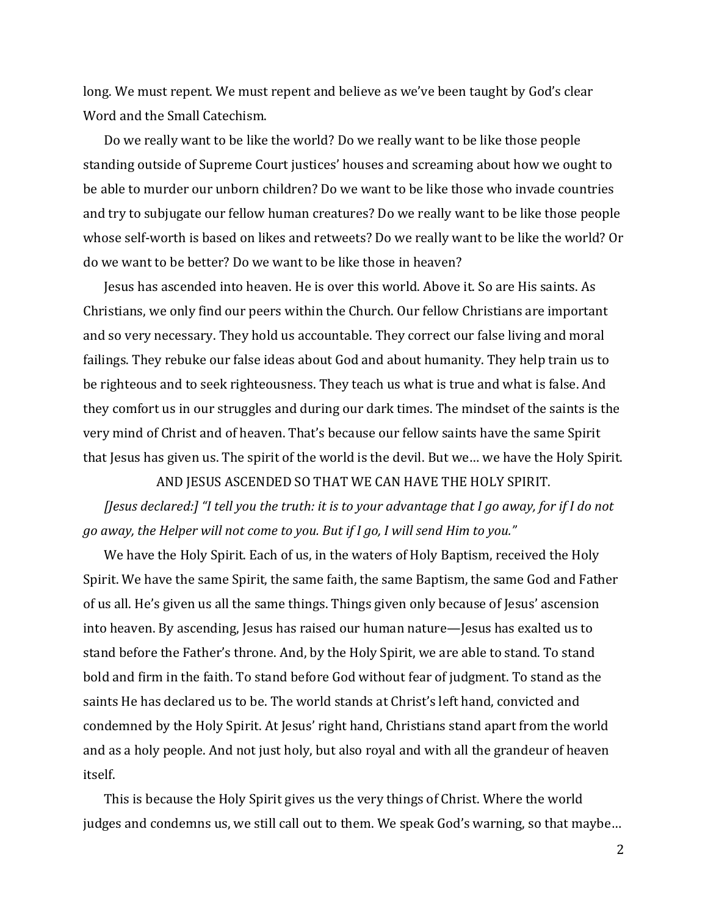long. We must repent. We must repent and believe as we've been taught by God's clear Word and the Small Catechism.

Do we really want to be like the world? Do we really want to be like those people standing outside of Supreme Court justices' houses and screaming about how we ought to be able to murder our unborn children? Do we want to be like those who invade countries and try to subjugate our fellow human creatures? Do we really want to be like those people whose self-worth is based on likes and retweets? Do we really want to be like the world? Or do we want to be better? Do we want to be like those in heaven?

Jesus has ascended into heaven. He is over this world. Above it. So are His saints. As Christians, we only find our peers within the Church. Our fellow Christians are important and so very necessary. They hold us accountable. They correct our false living and moral failings. They rebuke our false ideas about God and about humanity. They help train us to be righteous and to seek righteousness. They teach us what is true and what is false. And they comfort us in our struggles and during our dark times. The mindset of the saints is the very mind of Christ and of heaven. That's because our fellow saints have the same Spirit that Jesus has given us. The spirit of the world is the devil. But we… we have the Holy Spirit.

AND JESUS ASCENDED SO THAT WE CAN HAVE THE HOLY SPIRIT.

*[Jesus declared:] "I tell you the truth: it is to your advantage that I go away, for if I do not go away, the Helper will not come to you. But if I go, I will send Him to you."*

We have the Holy Spirit. Each of us, in the waters of Holy Baptism, received the Holy Spirit. We have the same Spirit, the same faith, the same Baptism, the same God and Father of us all. He's given us all the same things. Things given only because of Jesus' ascension into heaven. By ascending, Jesus has raised our human nature—Jesus has exalted us to stand before the Father's throne. And, by the Holy Spirit, we are able to stand. To stand bold and firm in the faith. To stand before God without fear of judgment. To stand as the saints He has declared us to be. The world stands at Christ's left hand, convicted and condemned by the Holy Spirit. At Jesus' right hand, Christians stand apart from the world and as a holy people. And not just holy, but also royal and with all the grandeur of heaven itself.

This is because the Holy Spirit gives us the very things of Christ. Where the world judges and condemns us, we still call out to them. We speak God's warning, so that maybe…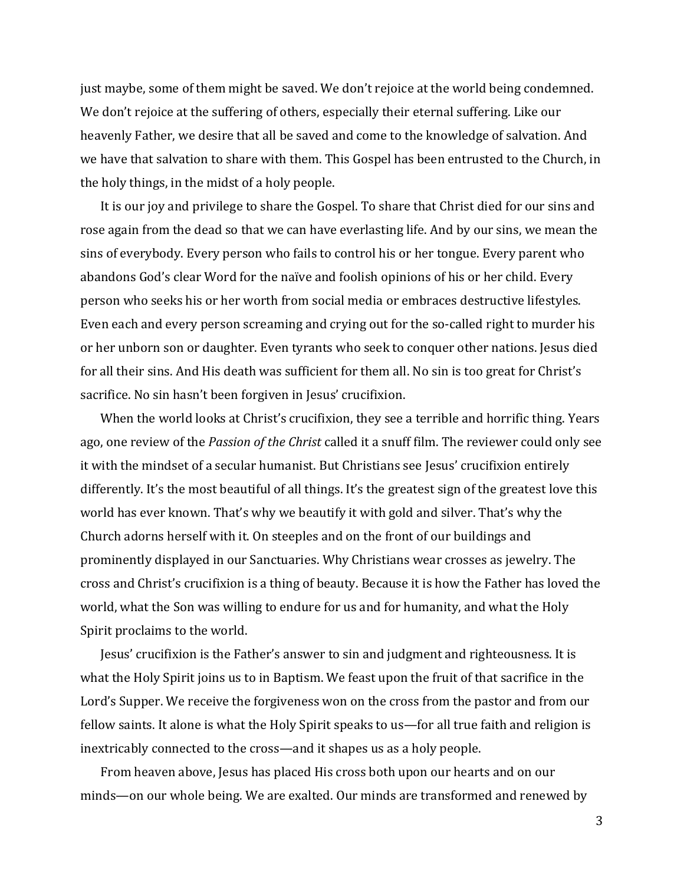just maybe, some of them might be saved. We don't rejoice at the world being condemned. We don't rejoice at the suffering of others, especially their eternal suffering. Like our heavenly Father, we desire that all be saved and come to the knowledge of salvation. And we have that salvation to share with them. This Gospel has been entrusted to the Church, in the holy things, in the midst of a holy people.

It is our joy and privilege to share the Gospel. To share that Christ died for our sins and rose again from the dead so that we can have everlasting life. And by our sins, we mean the sins of everybody. Every person who fails to control his or her tongue. Every parent who abandons God's clear Word for the naïve and foolish opinions of his or her child. Every person who seeks his or her worth from social media or embraces destructive lifestyles. Even each and every person screaming and crying out for the so-called right to murder his or her unborn son or daughter. Even tyrants who seek to conquer other nations. Jesus died for all their sins. And His death was sufficient for them all. No sin is too great for Christ's sacrifice. No sin hasn't been forgiven in Jesus' crucifixion.

When the world looks at Christ's crucifixion, they see a terrible and horrific thing. Years ago, one review of the *Passion of the Christ* called it a snuff film. The reviewer could only see it with the mindset of a secular humanist. But Christians see Jesus' crucifixion entirely differently. It's the most beautiful of all things. It's the greatest sign of the greatest love this world has ever known. That's why we beautify it with gold and silver. That's why the Church adorns herself with it. On steeples and on the front of our buildings and prominently displayed in our Sanctuaries. Why Christians wear crosses as jewelry. The cross and Christ's crucifixion is a thing of beauty. Because it is how the Father has loved the world, what the Son was willing to endure for us and for humanity, and what the Holy Spirit proclaims to the world.

Jesus' crucifixion is the Father's answer to sin and judgment and righteousness. It is what the Holy Spirit joins us to in Baptism. We feast upon the fruit of that sacrifice in the Lord's Supper. We receive the forgiveness won on the cross from the pastor and from our fellow saints. It alone is what the Holy Spirit speaks to us—for all true faith and religion is inextricably connected to the cross—and it shapes us as a holy people.

From heaven above, Jesus has placed His cross both upon our hearts and on our minds—on our whole being. We are exalted. Our minds are transformed and renewed by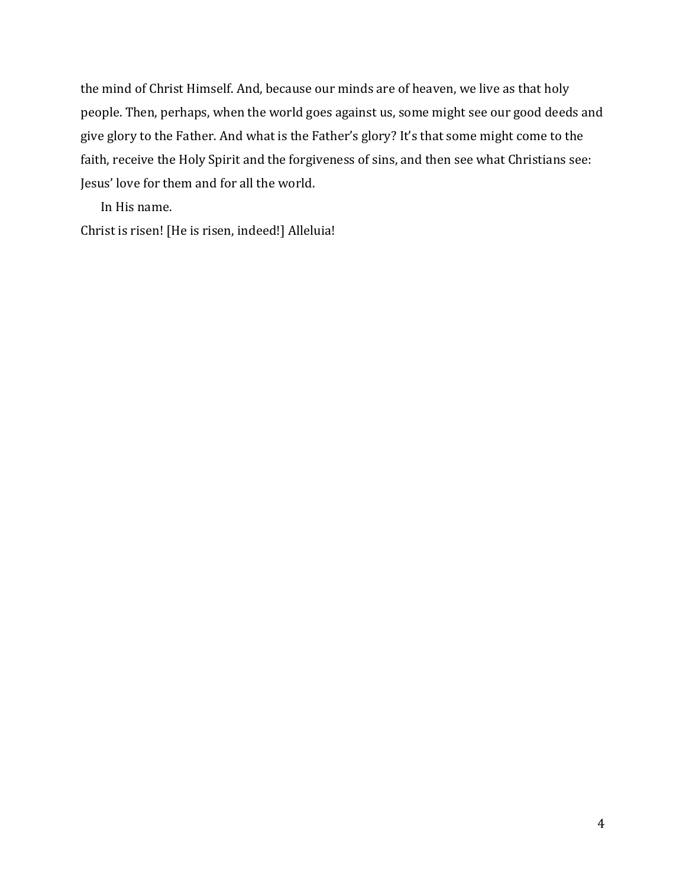the mind of Christ Himself. And, because our minds are of heaven, we live as that holy people. Then, perhaps, when the world goes against us, some might see our good deeds and give glory to the Father. And what is the Father's glory? It's that some might come to the faith, receive the Holy Spirit and the forgiveness of sins, and then see what Christians see: Jesus' love for them and for all the world.

In His name.

Christ is risen! [He is risen, indeed!] Alleluia!